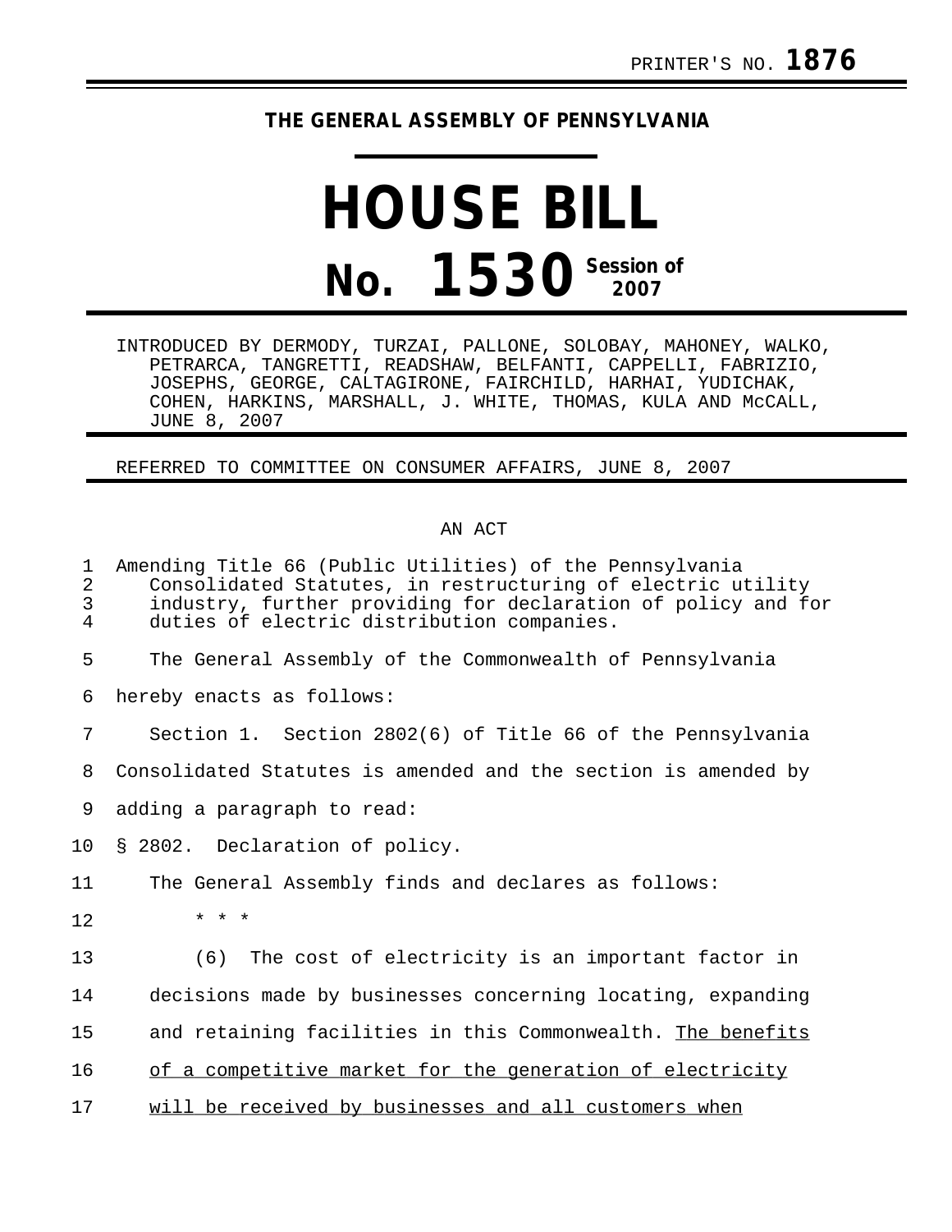PRINTER'S NO. **1876**

**THE GENERAL ASSEMBLY OF PENNSYLVANIA**

# HOUSE BILL

# No. 1530 Session of 2007

INTRODUCED BY DERMODY, TURZAI, PALLONE, SOLOBAY, MAHONEY, WALKO, PETRARCA, TANGRETTI, READSHAW, BELFANTI, CAPPELLI, FABRIZIO, JOSEPHS, GEORGE, CALTAGIRONE, FAIRCHILD, HARHAI, YUDICHAK, COHEN, HARKINS, MARSHALL, J. WHITE, THOMAS, KULA AND McCALL, JUNE 8, 2007

REFERRED TO COMMITTEE ON CONSUMER AFFAIRS, JUNE 8, 2007

AN ACT

Amending Title 66 (Public Utilities) of the Pennsylvania Consolidated Statutes, in restructuring of electric utility industry, further providing for declaration of policy and for duties of electric distribution companies.

The General Assembly of the Commonwealth of Pennsylvania hereby enacts as follows:

Section 1. Section 2802(6) of Title 66 of the Pennsylvania Consolidated Statutes is amended and the section is amended by adding a paragraph to read:

§ 2802. Declaration of policy.

The General Assembly finds and declares as follows:

\* \* \*

(6) The cost of electricity is an important factor in decisions made by businesses concerning locating, expanding and retaining facilities in this Commonwealth. <u>The benefits of a competitive market for the generation of electricity will be received by businesses and all customers when</u>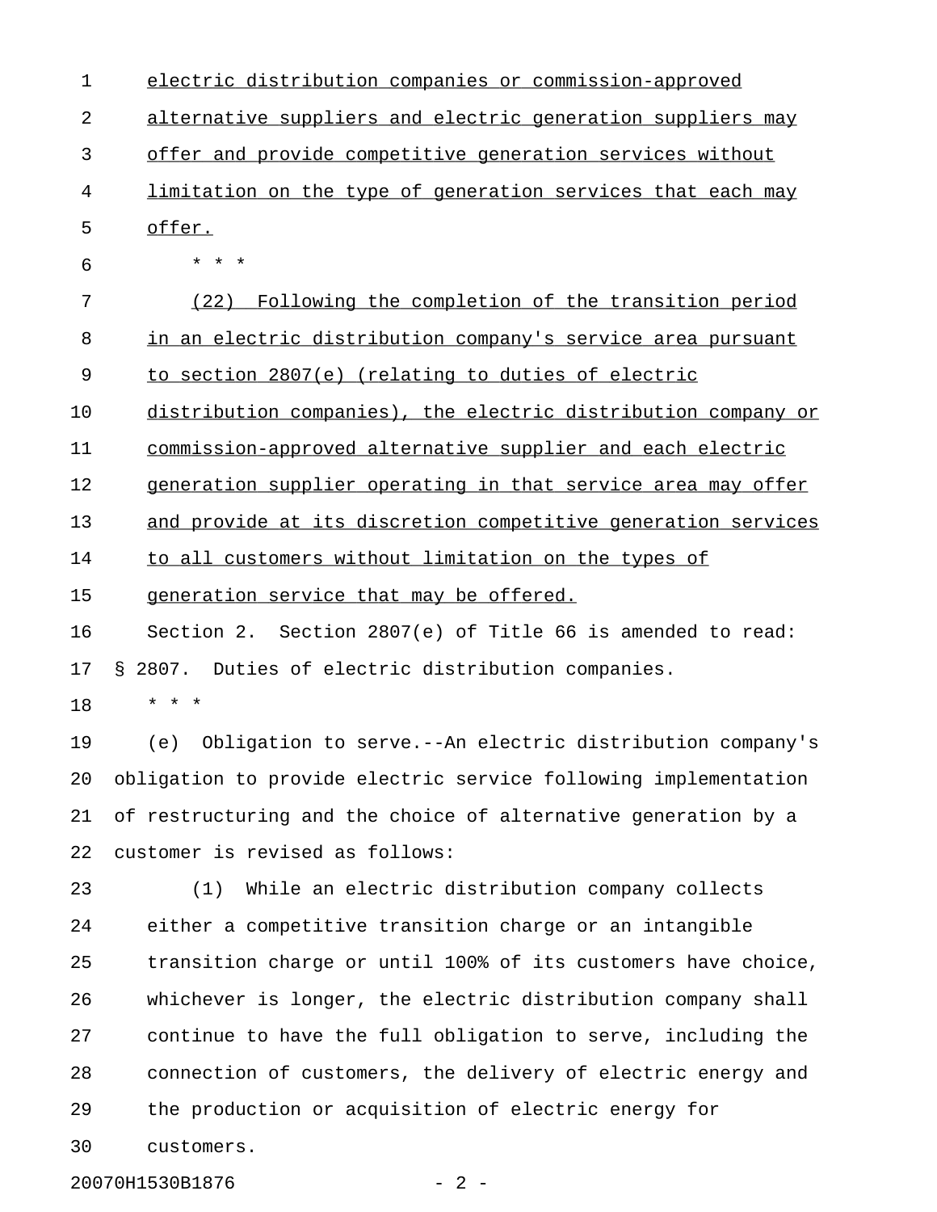electric distribution companies or commission-approved alternative suppliers and electric generation suppliers may offer and provide competitive generation services without limitation on the type of generation services that each may offer.

\* \* \*

(22) Following the completion of the transition period in an electric distribution company's service area pursuant to section 2807(e) (relating to duties of electric distribution companies), the electric distribution company or commission-approved alternative supplier and each electric generation supplier operating in that service area may offer and provide at its discretion competitive generation services to all customers without limitation on the types of generation service that may be offered.

Section 2. Section 2807(e) of Title 66 is amended to read:

§ 2807. Duties of electric distribution companies.

\* \* \*

(e) Obligation to serve.--An electric distribution company's obligation to provide electric service following implementation of restructuring and the choice of alternative generation by a customer is revised as follows:

(1) While an electric distribution company collects either a competitive transition charge or an intangible transition charge or until 100% of its customers have choice, whichever is longer, the electric distribution company shall continue to have the full obligation to serve, including the connection of customers, the delivery of electric energy and the production or acquisition of electric energy for customers.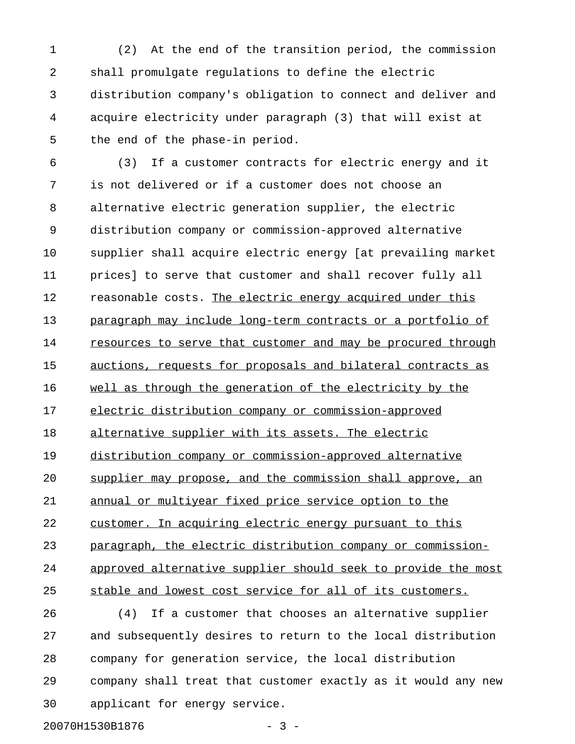(2) At the end of the transition period, the commission shall promulgate regulations to define the electric distribution company's obligation to connect and deliver and acquire electricity under paragraph (3) that will exist at the end of the phase-in period.

(3) If a customer contracts for electric energy and it is not delivered or if a customer does not choose an alternative electric generation supplier, the electric distribution company or commission-approved alternative supplier shall acquire electric energy [at prevailing market prices] to serve that customer and shall recover fully all reasonable costs. <u>The electric energy acquired under this paragraph may include long-term contracts or a portfolio of resources to serve that customer and may be procured through auctions, requests for proposals and bilateral contracts as well as through the generation of the electricity by the electric distribution company or commission-approved alternative supplier with its assets. The electric distribution company or commission-approved alternative supplier may propose, and the commission shall approve, an annual or multiyear fixed price service option to the customer. In acquiring electric energy pursuant to this paragraph, the electric distribution company or commission-approved alternative supplier should seek to provide the most stable and lowest cost service for all of its customers.</u>

(4) If a customer that chooses an alternative supplier and subsequently desires to return to the local distribution company for generation service, the local distribution company shall treat that customer exactly as it would any new applicant for energy service.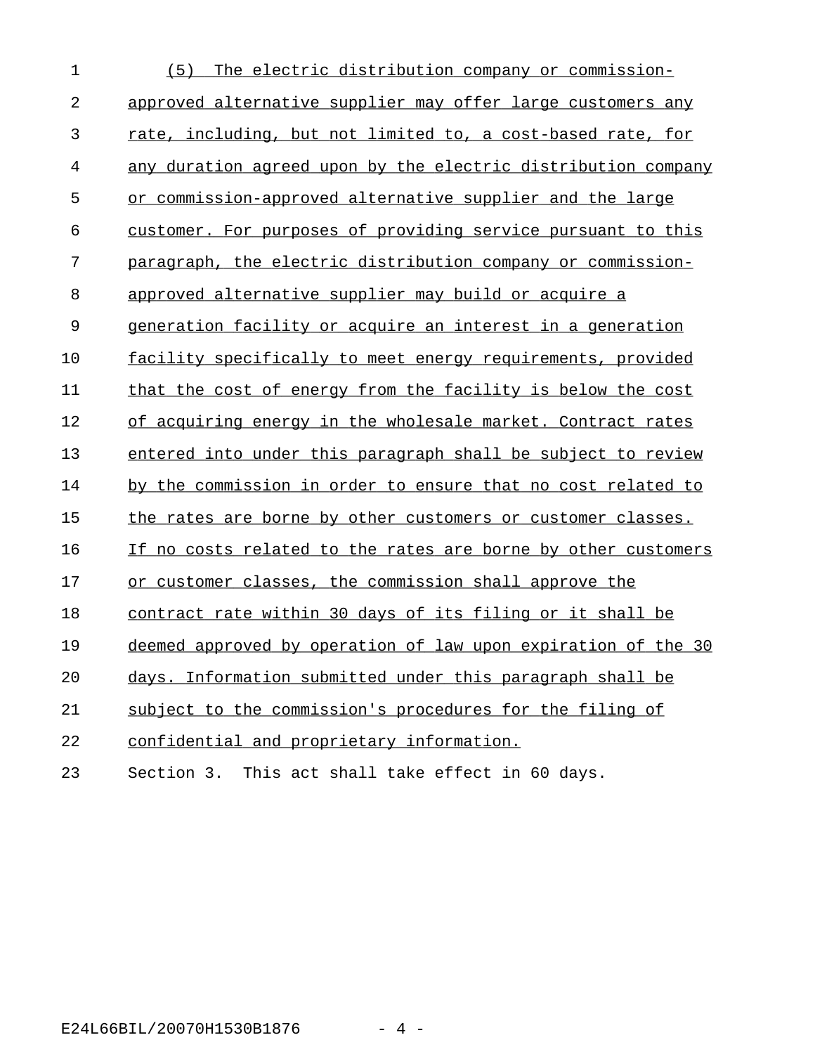(5) The electric distribution company or commission-approved alternative supplier may offer large customers any rate, including, but not limited to, a cost-based rate, for any duration agreed upon by the electric distribution company or commission-approved alternative supplier and the large customer. For purposes of providing service pursuant to this paragraph, the electric distribution company or commission-approved alternative supplier may build or acquire a generation facility or acquire an interest in a generation facility specifically to meet energy requirements, provided that the cost of energy from the facility is below the cost of acquiring energy in the wholesale market. Contract rates entered into under this paragraph shall be subject to review by the commission in order to ensure that no cost related to the rates are borne by other customers or customer classes. If no costs related to the rates are borne by other customers or customer classes, the commission shall approve the contract rate within 30 days of its filing or it shall be deemed approved by operation of law upon expiration of the 30 days. Information submitted under this paragraph shall be subject to the commission's procedures for the filing of confidential and proprietary information.

Section 3. This act shall take effect in 60 days.